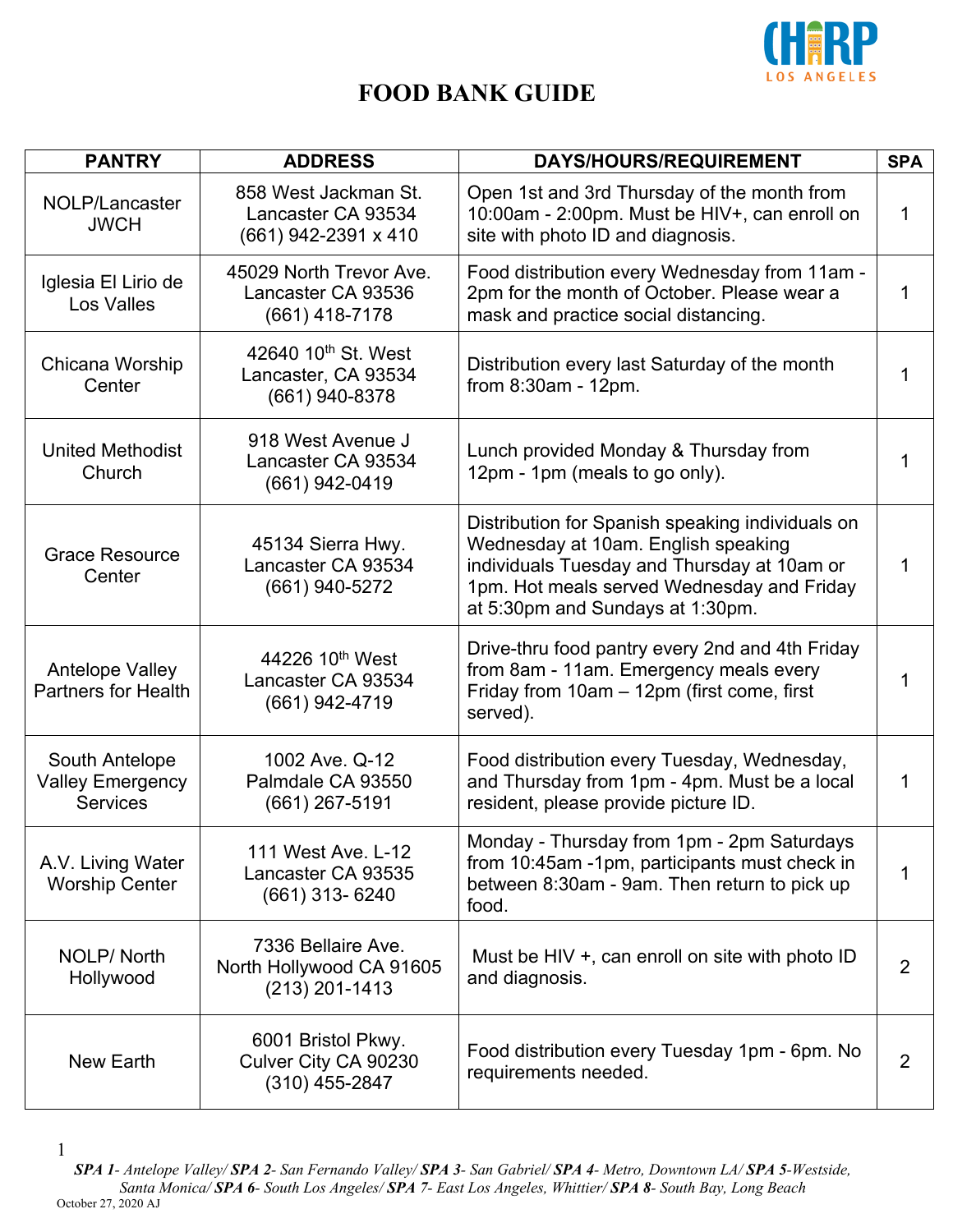# FOOD BANK GUIDE

| PANTRY | ADDRESS | DAYS/HOURS/REQUIREMENT | SPA |
|---|---|---|---|
| NOLP/Lancaster JWCH | 858 West Jackman St. Lancaster CA 93534 (661) 942-2391 x 410 | Open 1st and 3rd Thursday of the month from 10:00am - 2:00pm. Must be HIV+, can enroll on site with photo ID and diagnosis. | 1 |
| Iglesia El Lirio de Los Valles | 45029 North Trevor Ave. Lancaster CA 93536 (661) 418-7178 | Food distribution every Wednesday from 11am - 2pm for the month of October. Please wear a mask and practice social distancing. | 1 |
| Chicana Worship Center | 42640 10th St. West Lancaster, CA 93534 (661) 940-8378 | Distribution every last Saturday of the month from 8:30am - 12pm. | 1 |
| United Methodist Church | 918 West Avenue J Lancaster CA 93534 (661) 942-0419 | Lunch provided Monday & Thursday from 12pm - 1pm (meals to go only). | 1 |
| Grace Resource Center | 45134 Sierra Hwy. Lancaster CA 93534 (661) 940-5272 | Distribution for Spanish speaking individuals on Wednesday at 10am. English speaking individuals Tuesday and Thursday at 10am or 1pm. Hot meals served Wednesday and Friday at 5:30pm and Sundays at 1:30pm. | 1 |
| Antelope Valley Partners for Health | 44226 10th West Lancaster CA 93534 (661) 942-4719 | Drive-thru food pantry every 2nd and 4th Friday from 8am - 11am. Emergency meals every Friday from 10am – 12pm (first come, first served). | 1 |
| South Antelope Valley Emergency Services | 1002 Ave. Q-12 Palmdale CA 93550 (661) 267-5191 | Food distribution every Tuesday, Wednesday, and Thursday from 1pm - 4pm. Must be a local resident, please provide picture ID. | 1 |
| A.V. Living Water Worship Center | 111 West Ave. L-12 Lancaster CA 93535 (661) 313- 6240 | Monday - Thursday from 1pm - 2pm Saturdays from 10:45am -1pm, participants must check in between 8:30am - 9am. Then return to pick up food. | 1 |
| NOLP/ North Hollywood | 7336 Bellaire Ave. North Hollywood CA 91605 (213) 201-1413 | Must be HIV +, can enroll on site with photo ID and diagnosis. | 2 |
| New Earth | 6001 Bristol Pkwy. Culver City CA 90230 (310) 455-2847 | Food distribution every Tuesday 1pm - 6pm. No requirements needed. | 2 |

***SPA 1**- Antelope Valley/ **SPA 2**- San Fernando Valley/ **SPA 3**- San Gabriel/ **SPA 4**- Metro, Downtown LA/ **SPA 5**-Westside, Santa Monica/ **SPA 6**- South Los Angeles/ **SPA 7**- East Los Angeles, Whittier/ **SPA 8**- South Bay, Long Beach*

October 27, 2020 AJ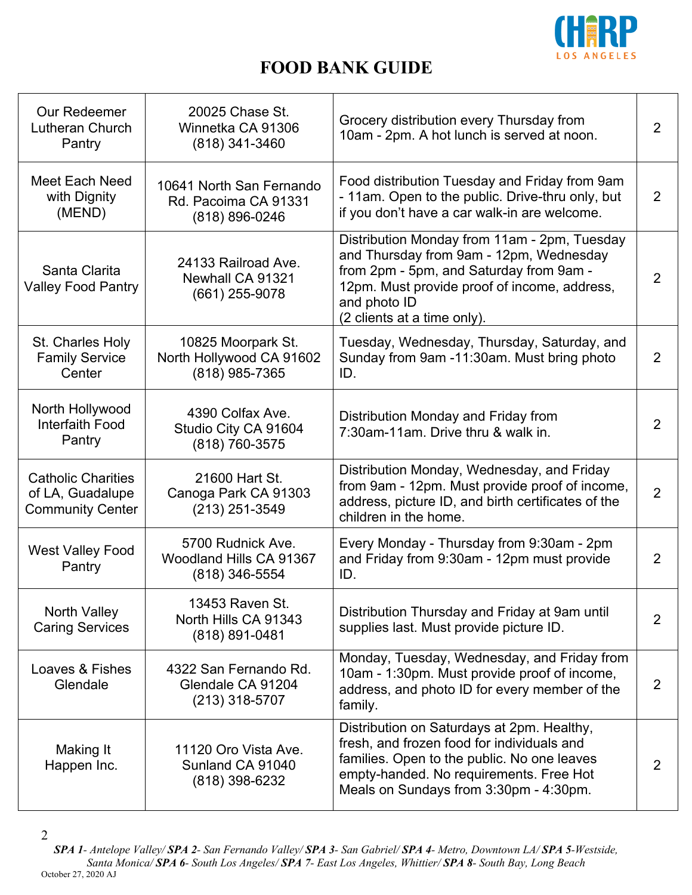# FOOD BANK GUIDE

| | | | |
|---|---|---|---|
| Our Redeemer Lutheran Church Pantry | 20025 Chase St. Winnetka CA 91306 (818) 341-3460 | Grocery distribution every Thursday from 10am - 2pm. A hot lunch is served at noon. | 2 |
| Meet Each Need with Dignity (MEND) | 10641 North San Fernando Rd. Pacoima CA 91331 (818) 896-0246 | Food distribution Tuesday and Friday from 9am - 11am. Open to the public. Drive-thru only, but if you don't have a car walk-in are welcome. | 2 |
| Santa Clarita Valley Food Pantry | 24133 Railroad Ave. Newhall CA 91321 (661) 255-9078 | Distribution Monday from 11am - 2pm, Tuesday and Thursday from 9am - 12pm, Wednesday from 2pm - 5pm, and Saturday from 9am - 12pm. Must provide proof of income, address, and photo ID (2 clients at a time only). | 2 |
| St. Charles Holy Family Service Center | 10825 Moorpark St. North Hollywood CA 91602 (818) 985-7365 | Tuesday, Wednesday, Thursday, Saturday, and Sunday from 9am -11:30am. Must bring photo ID. | 2 |
| North Hollywood Interfaith Food Pantry | 4390 Colfax Ave. Studio City CA 91604 (818) 760-3575 | Distribution Monday and Friday from 7:30am-11am. Drive thru & walk in. | 2 |
| Catholic Charities of LA, Guadalupe Community Center | 21600 Hart St. Canoga Park CA 91303 (213) 251-3549 | Distribution Monday, Wednesday, and Friday from 9am - 12pm. Must provide proof of income, address, picture ID, and birth certificates of the children in the home. | 2 |
| West Valley Food Pantry | 5700 Rudnick Ave. Woodland Hills CA 91367 (818) 346-5554 | Every Monday - Thursday from 9:30am - 2pm and Friday from 9:30am - 12pm must provide ID. | 2 |
| North Valley Caring Services | 13453 Raven St. North Hills CA 91343 (818) 891-0481 | Distribution Thursday and Friday at 9am until supplies last. Must provide picture ID. | 2 |
| Loaves & Fishes Glendale | 4322 San Fernando Rd. Glendale CA 91204 (213) 318-5707 | Monday, Tuesday, Wednesday, and Friday from 10am - 1:30pm. Must provide proof of income, address, and photo ID for every member of the family. | 2 |
| Making It Happen Inc. | 11120 Oro Vista Ave. Sunland CA 91040 (818) 398-6232 | Distribution on Saturdays at 2pm. Healthy, fresh, and frozen food for individuals and families. Open to the public. No one leaves empty-handed. No requirements. Free Hot Meals on Sundays from 3:30pm - 4:30pm. | 2 |

***SPA 1**- Antelope Valley/ **SPA 2**- San Fernando Valley/ **SPA 3**- San Gabriel/ **SPA 4**- Metro, Downtown LA/ **SPA 5**-Westside, Santa Monica/ **SPA 6**- South Los Angeles/ **SPA 7**- East Los Angeles, Whittier/ **SPA 8**- South Bay, Long Beach*

October 27, 2020 AJ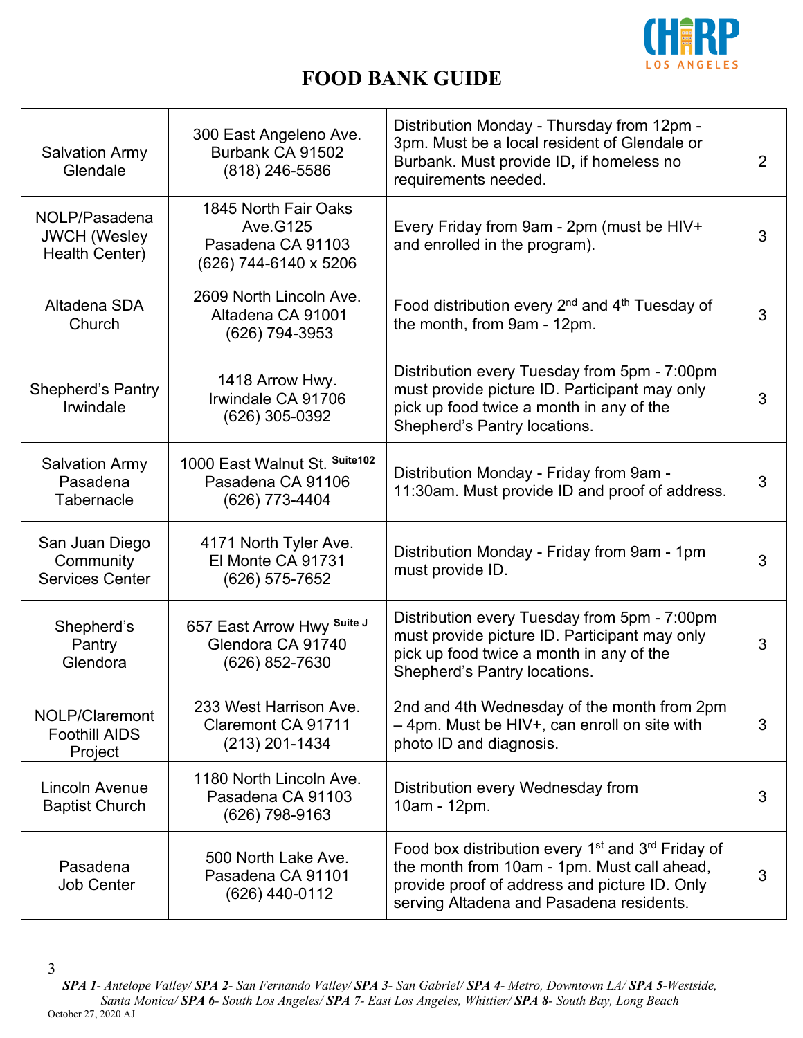# FOOD BANK GUIDE

| | | | |
|---|---|---|---|
| Salvation Army Glendale | 300 East Angeleno Ave. Burbank CA 91502 (818) 246-5586 | Distribution Monday - Thursday from 12pm - 3pm. Must be a local resident of Glendale or Burbank. Must provide ID, if homeless no requirements needed. | 2 |
| NOLP/Pasadena JWCH (Wesley Health Center) | 1845 North Fair Oaks Ave.G125 Pasadena CA 91103 (626) 744-6140 x 5206 | Every Friday from 9am - 2pm (must be HIV+ and enrolled in the program). | 3 |
| Altadena SDA Church | 2609 North Lincoln Ave. Altadena CA 91001 (626) 794-3953 | Food distribution every 2nd and 4th Tuesday of the month, from 9am - 12pm. | 3 |
| Shepherd's Pantry Irwindale | 1418 Arrow Hwy. Irwindale CA 91706 (626) 305-0392 | Distribution every Tuesday from 5pm - 7:00pm must provide picture ID. Participant may only pick up food twice a month in any of the Shepherd's Pantry locations. | 3 |
| Salvation Army Pasadena Tabernacle | 1000 East Walnut St. Suite102 Pasadena CA 91106 (626) 773-4404 | Distribution Monday - Friday from 9am - 11:30am. Must provide ID and proof of address. | 3 |
| San Juan Diego Community Services Center | 4171 North Tyler Ave. El Monte CA 91731 (626) 575-7652 | Distribution Monday - Friday from 9am - 1pm must provide ID. | 3 |
| Shepherd's Pantry Glendora | 657 East Arrow Hwy Suite J Glendora CA 91740 (626) 852-7630 | Distribution every Tuesday from 5pm - 7:00pm must provide picture ID. Participant may only pick up food twice a month in any of the Shepherd's Pantry locations. | 3 |
| NOLP/Claremont Foothill AIDS Project | 233 West Harrison Ave. Claremont CA 91711 (213) 201-1434 | 2nd and 4th Wednesday of the month from 2pm – 4pm. Must be HIV+, can enroll on site with photo ID and diagnosis. | 3 |
| Lincoln Avenue Baptist Church | 1180 North Lincoln Ave. Pasadena CA 91103 (626) 798-9163 | Distribution every Wednesday from 10am - 12pm. | 3 |
| Pasadena Job Center | 500 North Lake Ave. Pasadena CA 91101 (626) 440-0112 | Food box distribution every 1st and 3rd Friday of the month from 10am - 1pm. Must call ahead, provide proof of address and picture ID. Only serving Altadena and Pasadena residents. | 3 |

***SPA 1**- Antelope Valley/ **SPA 2**- San Fernando Valley/ **SPA 3**- San Gabriel/ **SPA 4**- Metro, Downtown LA/ **SPA 5**-Westside, Santa Monica/ **SPA 6**- South Los Angeles/ **SPA 7**- East Los Angeles, Whittier/ **SPA 8**- South Bay, Long Beach*

October 27, 2020 AJ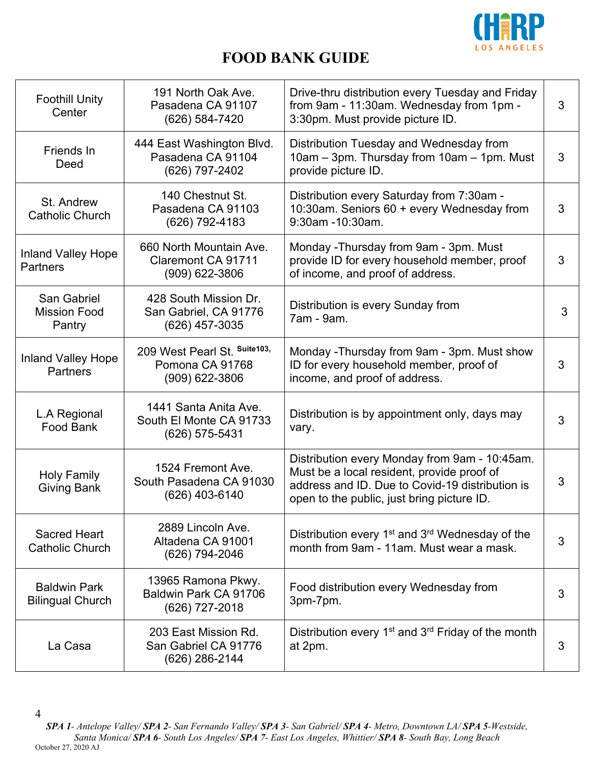# FOOD BANK GUIDE

| | | | |
|---|---|---|---|
| Foothill Unity Center | 191 North Oak Ave. Pasadena CA 91107 (626) 584-7420 | Drive-thru distribution every Tuesday and Friday from 9am - 11:30am. Wednesday from 1pm - 3:30pm. Must provide picture ID. | 3 |
| Friends In Deed | 444 East Washington Blvd. Pasadena CA 91104 (626) 797-2402 | Distribution Tuesday and Wednesday from 10am – 3pm. Thursday from 10am – 1pm. Must provide picture ID. | 3 |
| St. Andrew Catholic Church | 140 Chestnut St. Pasadena CA 91103 (626) 792-4183 | Distribution every Saturday from 7:30am - 10:30am. Seniors 60 + every Wednesday from 9:30am -10:30am. | 3 |
| Inland Valley Hope Partners | 660 North Mountain Ave. Claremont CA 91711 (909) 622-3806 | Monday -Thursday from 9am - 3pm. Must provide ID for every household member, proof of income, and proof of address. | 3 |
| San Gabriel Mission Food Pantry | 428 South Mission Dr. San Gabriel, CA 91776 (626) 457-3035 | Distribution is every Sunday from 7am - 9am. | 3 |
| Inland Valley Hope Partners | 209 West Pearl St. Suite103, Pomona CA 91768 (909) 622-3806 | Monday -Thursday from 9am - 3pm. Must show ID for every household member, proof of income, and proof of address. | 3 |
| L.A Regional Food Bank | 1441 Santa Anita Ave. South El Monte CA 91733 (626) 575-5431 | Distribution is by appointment only, days may vary. | 3 |
| Holy Family Giving Bank | 1524 Fremont Ave. South Pasadena CA 91030 (626) 403-6140 | Distribution every Monday from 9am - 10:45am. Must be a local resident, provide proof of address and ID. Due to Covid-19 distribution is open to the public, just bring picture ID. | 3 |
| Sacred Heart Catholic Church | 2889 Lincoln Ave. Altadena CA 91001 (626) 794-2046 | Distribution every 1st and 3rd Wednesday of the month from 9am - 11am. Must wear a mask. | 3 |
| Baldwin Park Bilingual Church | 13965 Ramona Pkwy. Baldwin Park CA 91706 (626) 727-2018 | Food distribution every Wednesday from 3pm-7pm. | 3 |
| La Casa | 203 East Mission Rd. San Gabriel CA 91776 (626) 286-2144 | Distribution every 1st and 3rd Friday of the month at 2pm. | 3 |

***SPA 1**- Antelope Valley/ **SPA 2**- San Fernando Valley/ **SPA 3**- San Gabriel/ **SPA 4**- Metro, Downtown LA/ **SPA 5**-Westside, Santa Monica/ **SPA 6**- South Los Angeles/ **SPA 7**- East Los Angeles, Whittier/ **SPA 8**- South Bay, Long Beach*

October 27, 2020 AJ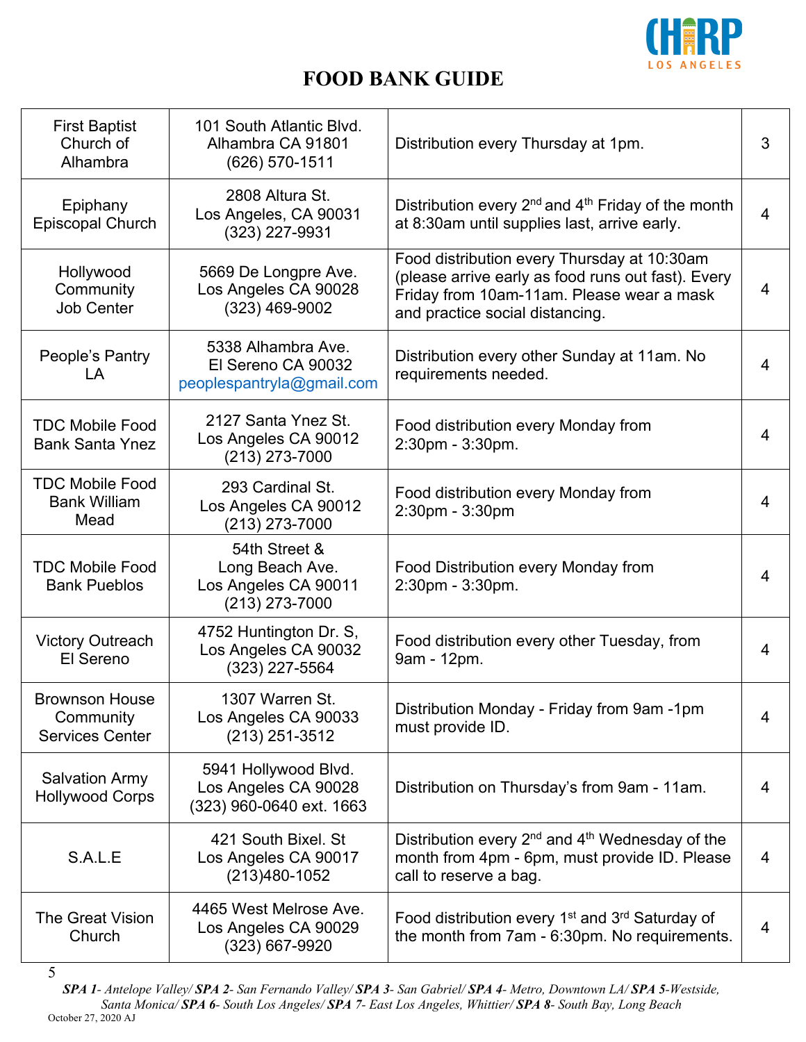# FOOD BANK GUIDE

| | | | |
|---|---|---|---|
| First Baptist Church of Alhambra | 101 South Atlantic Blvd. Alhambra CA 91801 (626) 570-1511 | Distribution every Thursday at 1pm. | 3 |
| Epiphany Episcopal Church | 2808 Altura St. Los Angeles, CA 90031 (323) 227-9931 | Distribution every 2nd and 4th Friday of the month at 8:30am until supplies last, arrive early. | 4 |
| Hollywood Community Job Center | 5669 De Longpre Ave. Los Angeles CA 90028 (323) 469-9002 | Food distribution every Thursday at 10:30am (please arrive early as food runs out fast). Every Friday from 10am-11am. Please wear a mask and practice social distancing. | 4 |
| People's Pantry LA | 5338 Alhambra Ave. El Sereno CA 90032 peoplespantryla@gmail.com | Distribution every other Sunday at 11am. No requirements needed. | 4 |
| TDC Mobile Food Bank Santa Ynez | 2127 Santa Ynez St. Los Angeles CA 90012 (213) 273-7000 | Food distribution every Monday from 2:30pm - 3:30pm. | 4 |
| TDC Mobile Food Bank William Mead | 293 Cardinal St. Los Angeles CA 90012 (213) 273-7000 | Food distribution every Monday from 2:30pm - 3:30pm | 4 |
| TDC Mobile Food Bank Pueblos | 54th Street & Long Beach Ave. Los Angeles CA 90011 (213) 273-7000 | Food Distribution every Monday from 2:30pm - 3:30pm. | 4 |
| Victory Outreach El Sereno | 4752 Huntington Dr. S, Los Angeles CA 90032 (323) 227-5564 | Food distribution every other Tuesday, from 9am - 12pm. | 4 |
| Brownson House Community Services Center | 1307 Warren St. Los Angeles CA 90033 (213) 251-3512 | Distribution Monday - Friday from 9am -1pm must provide ID. | 4 |
| Salvation Army Hollywood Corps | 5941 Hollywood Blvd. Los Angeles CA 90028 (323) 960-0640 ext. 1663 | Distribution on Thursday's from 9am - 11am. | 4 |
| S.A.L.E | 421 South Bixel. St Los Angeles CA 90017 (213)480-1052 | Distribution every 2nd and 4th Wednesday of the month from 4pm - 6pm, must provide ID. Please call to reserve a bag. | 4 |
| The Great Vision Church | 4465 West Melrose Ave. Los Angeles CA 90029 (323) 667-9920 | Food distribution every 1st and 3rd Saturday of the month from 7am - 6:30pm. No requirements. | 4 |

***SPA 1**- Antelope Valley/ **SPA 2**- San Fernando Valley/ **SPA 3**- San Gabriel/ **SPA 4**- Metro, Downtown LA/ **SPA 5**-Westside, Santa Monica/ **SPA 6**- South Los Angeles/ **SPA 7**- East Los Angeles, Whittier/ **SPA 8**- South Bay, Long Beach*

October 27, 2020 AJ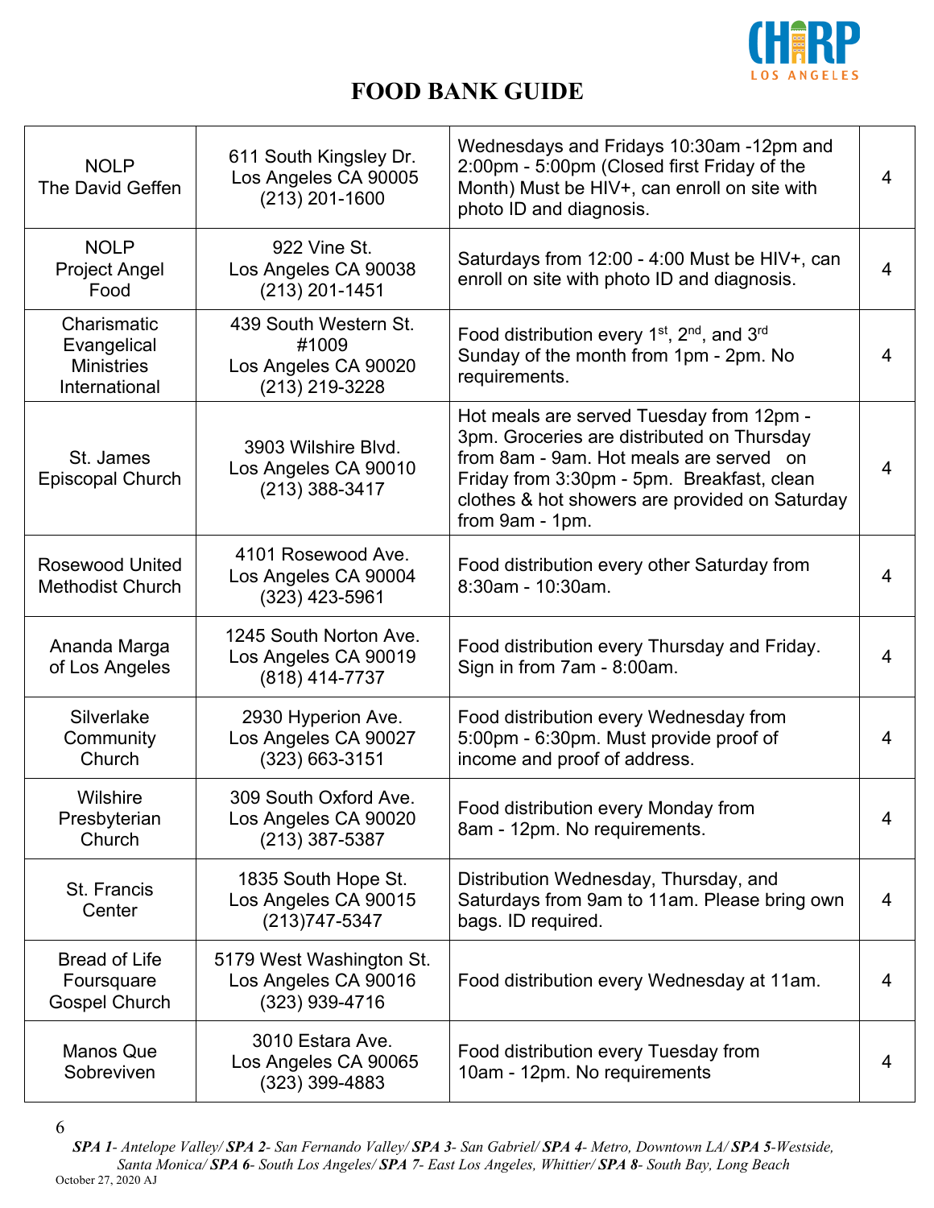# FOOD BANK GUIDE

| | | | |
|---|---|---|---|
| NOLP The David Geffen | 611 South Kingsley Dr. Los Angeles CA 90005 (213) 201-1600 | Wednesdays and Fridays 10:30am -12pm and 2:00pm - 5:00pm (Closed first Friday of the Month) Must be HIV+, can enroll on site with photo ID and diagnosis. | 4 |
| NOLP Project Angel Food | 922 Vine St. Los Angeles CA 90038 (213) 201-1451 | Saturdays from 12:00 - 4:00 Must be HIV+, can enroll on site with photo ID and diagnosis. | 4 |
| Charismatic Evangelical Ministries International | 439 South Western St. #1009 Los Angeles CA 90020 (213) 219-3228 | Food distribution every 1st, 2nd, and 3rd Sunday of the month from 1pm - 2pm. No requirements. | 4 |
| St. James Episcopal Church | 3903 Wilshire Blvd. Los Angeles CA 90010 (213) 388-3417 | Hot meals are served Tuesday from 12pm - 3pm. Groceries are distributed on Thursday from 8am - 9am. Hot meals are served on Friday from 3:30pm - 5pm. Breakfast, clean clothes & hot showers are provided on Saturday from 9am - 1pm. | 4 |
| Rosewood United Methodist Church | 4101 Rosewood Ave. Los Angeles CA 90004 (323) 423-5961 | Food distribution every other Saturday from 8:30am - 10:30am. | 4 |
| Ananda Marga of Los Angeles | 1245 South Norton Ave. Los Angeles CA 90019 (818) 414-7737 | Food distribution every Thursday and Friday. Sign in from 7am - 8:00am. | 4 |
| Silverlake Community Church | 2930 Hyperion Ave. Los Angeles CA 90027 (323) 663-3151 | Food distribution every Wednesday from 5:00pm - 6:30pm. Must provide proof of income and proof of address. | 4 |
| Wilshire Presbyterian Church | 309 South Oxford Ave. Los Angeles CA 90020 (213) 387-5387 | Food distribution every Monday from 8am - 12pm. No requirements. | 4 |
| St. Francis Center | 1835 South Hope St. Los Angeles CA 90015 (213)747-5347 | Distribution Wednesday, Thursday, and Saturdays from 9am to 11am. Please bring own bags. ID required. | 4 |
| Bread of Life Foursquare Gospel Church | 5179 West Washington St. Los Angeles CA 90016 (323) 939-4716 | Food distribution every Wednesday at 11am. | 4 |
| Manos Que Sobreviven | 3010 Estara Ave. Los Angeles CA 90065 (323) 399-4883 | Food distribution every Tuesday from 10am - 12pm. No requirements | 4 |

***SPA 1**- Antelope Valley/ **SPA 2**- San Fernando Valley/ **SPA 3**- San Gabriel/ **SPA 4**- Metro, Downtown LA/ **SPA 5**-Westside, Santa Monica/ **SPA 6**- South Los Angeles/ **SPA 7**- East Los Angeles, Whittier/ **SPA 8**- South Bay, Long Beach*

October 27, 2020 AJ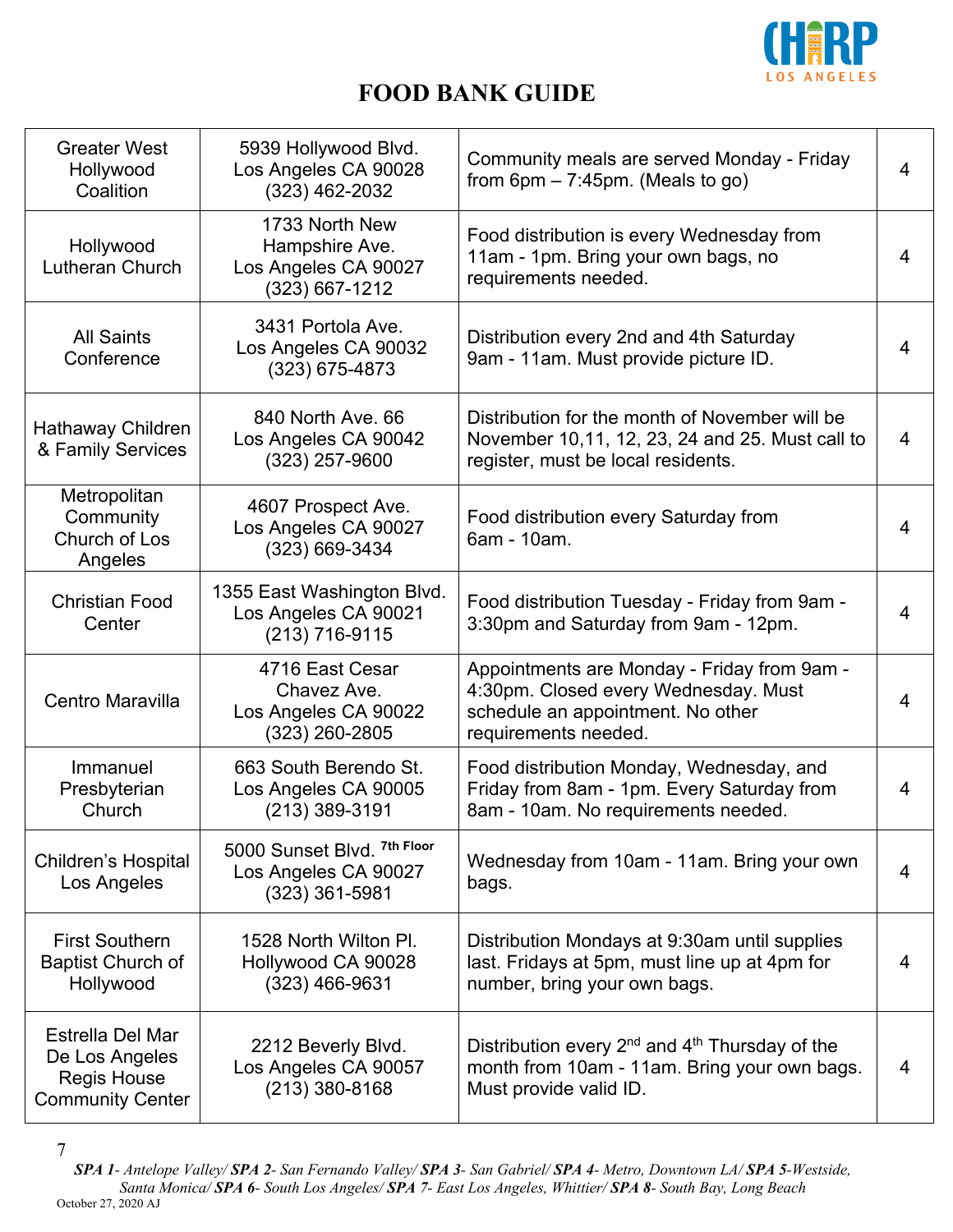# FOOD BANK GUIDE

| | | | |
|---|---|---|---|
| Greater West Hollywood Coalition | 5939 Hollywood Blvd. Los Angeles CA 90028 (323) 462-2032 | Community meals are served Monday - Friday from 6pm – 7:45pm. (Meals to go) | 4 |
| Hollywood Lutheran Church | 1733 North New Hampshire Ave. Los Angeles CA 90027 (323) 667-1212 | Food distribution is every Wednesday from 11am - 1pm. Bring your own bags, no requirements needed. | 4 |
| All Saints Conference | 3431 Portola Ave. Los Angeles CA 90032 (323) 675-4873 | Distribution every 2nd and 4th Saturday 9am - 11am. Must provide picture ID. | 4 |
| Hathaway Children & Family Services | 840 North Ave. 66 Los Angeles CA 90042 (323) 257-9600 | Distribution for the month of November will be November 10,11, 12, 23, 24 and 25. Must call to register, must be local residents. | 4 |
| Metropolitan Community Church of Los Angeles | 4607 Prospect Ave. Los Angeles CA 90027 (323) 669-3434 | Food distribution every Saturday from 6am - 10am. | 4 |
| Christian Food Center | 1355 East Washington Blvd. Los Angeles CA 90021 (213) 716-9115 | Food distribution Tuesday - Friday from 9am - 3:30pm and Saturday from 9am - 12pm. | 4 |
| Centro Maravilla | 4716 East Cesar Chavez Ave. Los Angeles CA 90022 (323) 260-2805 | Appointments are Monday - Friday from 9am - 4:30pm. Closed every Wednesday. Must schedule an appointment. No other requirements needed. | 4 |
| Immanuel Presbyterian Church | 663 South Berendo St. Los Angeles CA 90005 (213) 389-3191 | Food distribution Monday, Wednesday, and Friday from 8am - 1pm. Every Saturday from 8am - 10am. No requirements needed. | 4 |
| Children's Hospital Los Angeles | 5000 Sunset Blvd. 7th Floor Los Angeles CA 90027 (323) 361-5981 | Wednesday from 10am - 11am. Bring your own bags. | 4 |
| First Southern Baptist Church of Hollywood | 1528 North Wilton Pl. Hollywood CA 90028 (323) 466-9631 | Distribution Mondays at 9:30am until supplies last. Fridays at 5pm, must line up at 4pm for number, bring your own bags. | 4 |
| Estrella Del Mar De Los Angeles Regis House Community Center | 2212 Beverly Blvd. Los Angeles CA 90057 (213) 380-8168 | Distribution every 2nd and 4th Thursday of the month from 10am - 11am. Bring your own bags. Must provide valid ID. | 4 |

***SPA 1**- Antelope Valley/ **SPA 2**- San Fernando Valley/ **SPA 3**- San Gabriel/ **SPA 4**- Metro, Downtown LA/ **SPA 5**-Westside, Santa Monica/ **SPA 6**- South Los Angeles/ **SPA 7**- East Los Angeles, Whittier/ **SPA 8**- South Bay, Long Beach*

October 27, 2020 AJ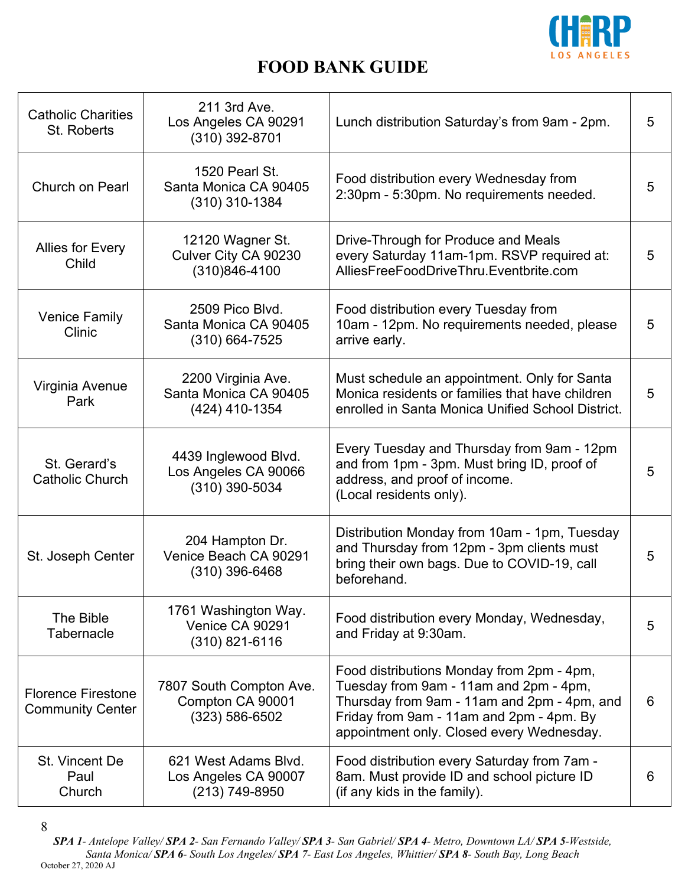# FOOD BANK GUIDE

| | | | |
|---|---|---|---|
| Catholic Charities St. Roberts | 211 3rd Ave. Los Angeles CA 90291 (310) 392-8701 | Lunch distribution Saturday's from 9am - 2pm. | 5 |
| Church on Pearl | 1520 Pearl St. Santa Monica CA 90405 (310) 310-1384 | Food distribution every Wednesday from 2:30pm - 5:30pm. No requirements needed. | 5 |
| Allies for Every Child | 12120 Wagner St. Culver City CA 90230 (310)846-4100 | Drive-Through for Produce and Meals every Saturday 11am-1pm. RSVP required at: AlliesFreeFoodDriveThru.Eventbrite.com | 5 |
| Venice Family Clinic | 2509 Pico Blvd. Santa Monica CA 90405 (310) 664-7525 | Food distribution every Tuesday from 10am - 12pm. No requirements needed, please arrive early. | 5 |
| Virginia Avenue Park | 2200 Virginia Ave. Santa Monica CA 90405 (424) 410-1354 | Must schedule an appointment. Only for Santa Monica residents or families that have children enrolled in Santa Monica Unified School District. | 5 |
| St. Gerard's Catholic Church | 4439 Inglewood Blvd. Los Angeles CA 90066 (310) 390-5034 | Every Tuesday and Thursday from 9am - 12pm and from 1pm - 3pm. Must bring ID, proof of address, and proof of income. (Local residents only). | 5 |
| St. Joseph Center | 204 Hampton Dr. Venice Beach CA 90291 (310) 396-6468 | Distribution Monday from 10am - 1pm, Tuesday and Thursday from 12pm - 3pm clients must bring their own bags. Due to COVID-19, call beforehand. | 5 |
| The Bible Tabernacle | 1761 Washington Way. Venice CA 90291 (310) 821-6116 | Food distribution every Monday, Wednesday, and Friday at 9:30am. | 5 |
| Florence Firestone Community Center | 7807 South Compton Ave. Compton CA 90001 (323) 586-6502 | Food distributions Monday from 2pm - 4pm, Tuesday from 9am - 11am and 2pm - 4pm, Thursday from 9am - 11am and 2pm - 4pm, and Friday from 9am - 11am and 2pm - 4pm. By appointment only. Closed every Wednesday. | 6 |
| St. Vincent De Paul Church | 621 West Adams Blvd. Los Angeles CA 90007 (213) 749-8950 | Food distribution every Saturday from 7am - 8am. Must provide ID and school picture ID (if any kids in the family). | 6 |

***SPA 1****- Antelope Valley/* ***SPA 2****- San Fernando Valley/* ***SPA 3****- San Gabriel/* ***SPA 4****- Metro, Downtown LA/* ***SPA 5****-Westside, Santa Monica/* ***SPA 6****- South Los Angeles/* ***SPA 7****- East Los Angeles, Whittier/* ***SPA 8****- South Bay, Long Beach*

October 27, 2020 AJ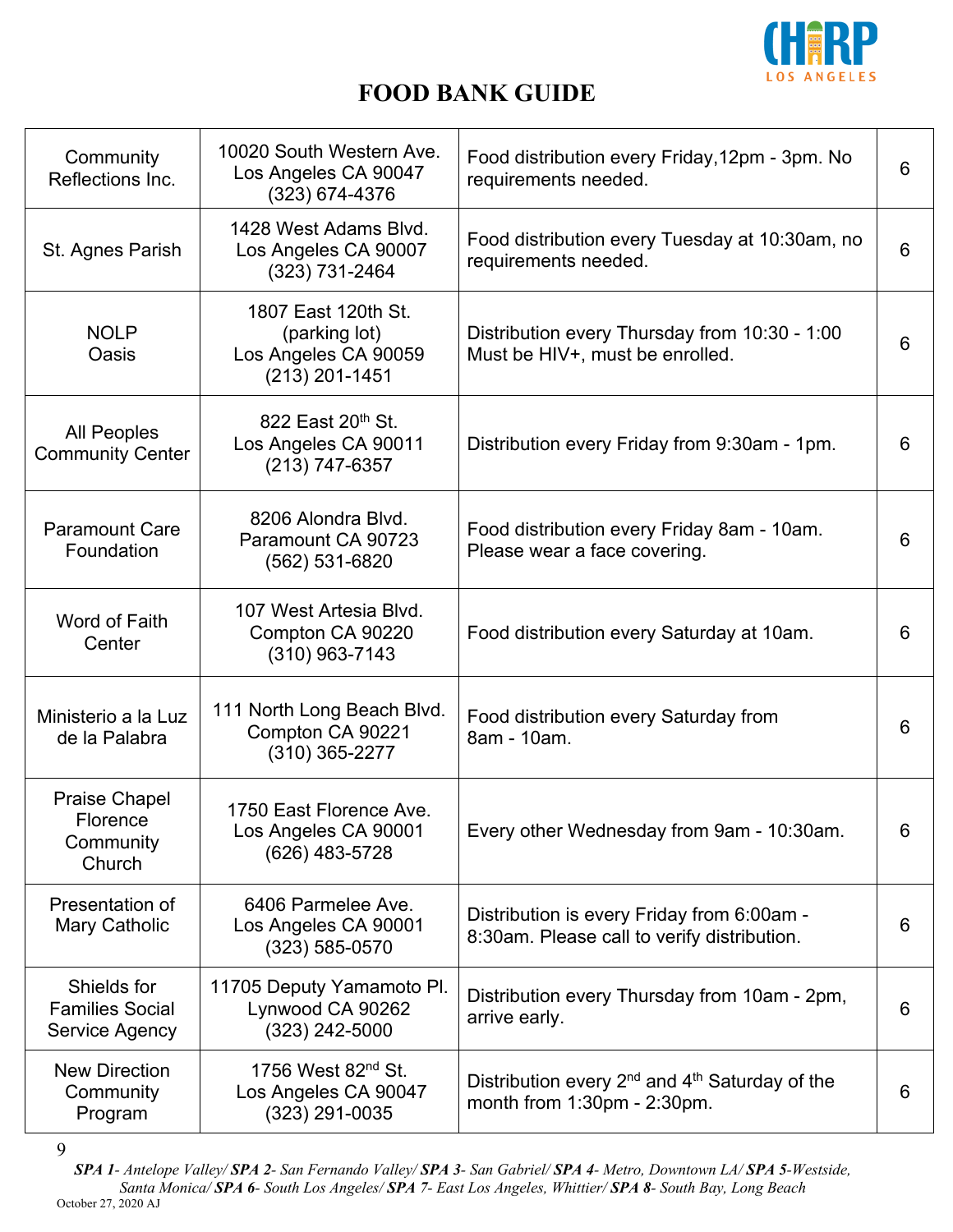CHIRP LOS ANGELES

# FOOD BANK GUIDE

| | | | |
|---|---|---|---|
| Community Reflections Inc. | 10020 South Western Ave. Los Angeles CA 90047 (323) 674-4376 | Food distribution every Friday,12pm - 3pm. No requirements needed. | 6 |
| St. Agnes Parish | 1428 West Adams Blvd. Los Angeles CA 90007 (323) 731-2464 | Food distribution every Tuesday at 10:30am, no requirements needed. | 6 |
| NOLP Oasis | 1807 East 120th St. (parking lot) Los Angeles CA 90059 (213) 201-1451 | Distribution every Thursday from 10:30 - 1:00 Must be HIV+, must be enrolled. | 6 |
| All Peoples Community Center | 822 East 20th St. Los Angeles CA 90011 (213) 747-6357 | Distribution every Friday from 9:30am - 1pm. | 6 |
| Paramount Care Foundation | 8206 Alondra Blvd. Paramount CA 90723 (562) 531-6820 | Food distribution every Friday 8am - 10am. Please wear a face covering. | 6 |
| Word of Faith Center | 107 West Artesia Blvd. Compton CA 90220 (310) 963-7143 | Food distribution every Saturday at 10am. | 6 |
| Ministerio a la Luz de la Palabra | 111 North Long Beach Blvd. Compton CA 90221 (310) 365-2277 | Food distribution every Saturday from 8am - 10am. | 6 |
| Praise Chapel Florence Community Church | 1750 East Florence Ave. Los Angeles CA 90001 (626) 483-5728 | Every other Wednesday from 9am - 10:30am. | 6 |
| Presentation of Mary Catholic | 6406 Parmelee Ave. Los Angeles CA 90001 (323) 585-0570 | Distribution is every Friday from 6:00am - 8:30am. Please call to verify distribution. | 6 |
| Shields for Families Social Service Agency | 11705 Deputy Yamamoto Pl. Lynwood CA 90262 (323) 242-5000 | Distribution every Thursday from 10am - 2pm, arrive early. | 6 |
| New Direction Community Program | 1756 West 82nd St. Los Angeles CA 90047 (323) 291-0035 | Distribution every 2nd and 4th Saturday of the month from 1:30pm - 2:30pm. | 6 |

***SPA 1**- Antelope Valley/ **SPA 2**- San Fernando Valley/ **SPA 3**- San Gabriel/ **SPA 4**- Metro, Downtown LA/ **SPA 5**-Westside, Santa Monica/ **SPA 6**- South Los Angeles/ **SPA 7**- East Los Angeles, Whittier/ **SPA 8**- South Bay, Long Beach*

October 27, 2020 AJ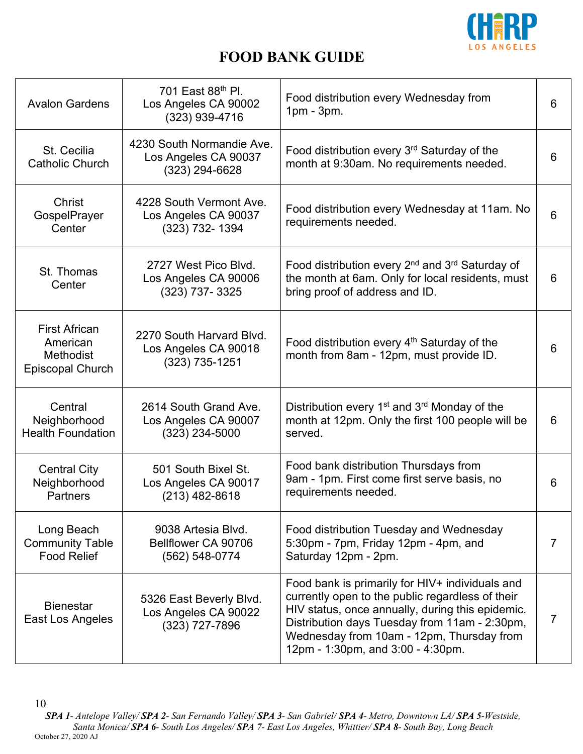# FOOD BANK GUIDE

| | | | |
|---|---|---|---|
| Avalon Gardens | 701 East 88th Pl.<br>Los Angeles CA 90002<br>(323) 939-4716 | Food distribution every Wednesday from 1pm - 3pm. | 6 |
| St. Cecilia Catholic Church | 4230 South Normandie Ave.<br>Los Angeles CA 90037<br>(323) 294-6628 | Food distribution every 3rd Saturday of the month at 9:30am. No requirements needed. | 6 |
| Christ GospelPrayer Center | 4228 South Vermont Ave.<br>Los Angeles CA 90037<br>(323) 732- 1394 | Food distribution every Wednesday at 11am. No requirements needed. | 6 |
| St. Thomas Center | 2727 West Pico Blvd.<br>Los Angeles CA 90006<br>(323) 737- 3325 | Food distribution every 2nd and 3rd Saturday of the month at 6am. Only for local residents, must bring proof of address and ID. | 6 |
| First African American Methodist Episcopal Church | 2270 South Harvard Blvd.<br>Los Angeles CA 90018<br>(323) 735-1251 | Food distribution every 4th Saturday of the month from 8am - 12pm, must provide ID. | 6 |
| Central Neighborhood Health Foundation | 2614 South Grand Ave.<br>Los Angeles CA 90007<br>(323) 234-5000 | Distribution every 1st and 3rd Monday of the month at 12pm. Only the first 100 people will be served. | 6 |
| Central City Neighborhood Partners | 501 South Bixel St.<br>Los Angeles CA 90017<br>(213) 482-8618 | Food bank distribution Thursdays from 9am - 1pm. First come first serve basis, no requirements needed. | 6 |
| Long Beach Community Table Food Relief | 9038 Artesia Blvd.<br>Bellflower CA 90706<br>(562) 548-0774 | Food distribution Tuesday and Wednesday 5:30pm - 7pm, Friday 12pm - 4pm, and Saturday 12pm - 2pm. | 7 |
| Bienestar East Los Angeles | 5326 East Beverly Blvd.<br>Los Angeles CA 90022<br>(323) 727-7896 | Food bank is primarily for HIV+ individuals and currently open to the public regardless of their HIV status, once annually, during this epidemic. Distribution days Tuesday from 11am - 2:30pm, Wednesday from 10am - 12pm, Thursday from 12pm - 1:30pm, and 3:00 - 4:30pm. | 7 |

***SPA 1**- Antelope Valley/ **SPA 2**- San Fernando Valley/ **SPA 3**- San Gabriel/ **SPA 4**- Metro, Downtown LA/ **SPA 5**-Westside, Santa Monica/ **SPA 6**- South Los Angeles/ **SPA 7**- East Los Angeles, Whittier/ **SPA 8**- South Bay, Long Beach*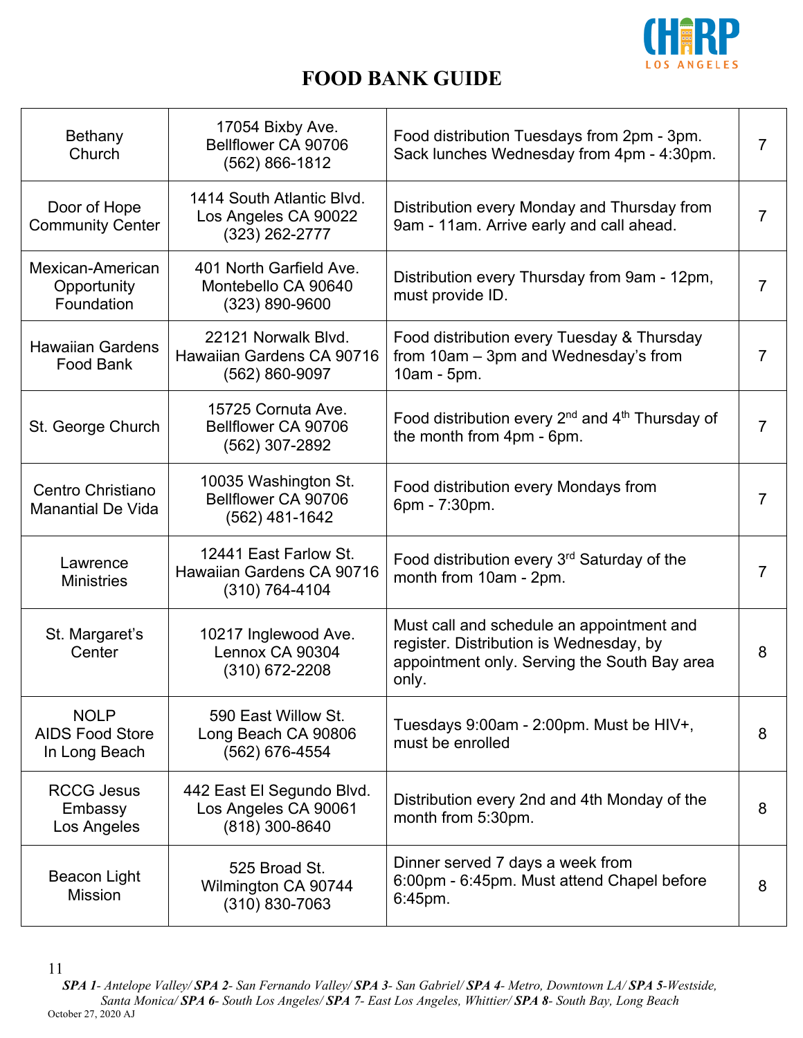# FOOD BANK GUIDE

| | | | |
|---|---|---|---|
| Bethany Church | 17054 Bixby Ave. Bellflower CA 90706 (562) 866-1812 | Food distribution Tuesdays from 2pm - 3pm. Sack lunches Wednesday from 4pm - 4:30pm. | 7 |
| Door of Hope Community Center | 1414 South Atlantic Blvd. Los Angeles CA 90022 (323) 262-2777 | Distribution every Monday and Thursday from 9am - 11am. Arrive early and call ahead. | 7 |
| Mexican-American Opportunity Foundation | 401 North Garfield Ave. Montebello CA 90640 (323) 890-9600 | Distribution every Thursday from 9am - 12pm, must provide ID. | 7 |
| Hawaiian Gardens Food Bank | 22121 Norwalk Blvd. Hawaiian Gardens CA 90716 (562) 860-9097 | Food distribution every Tuesday & Thursday from 10am – 3pm and Wednesday's from 10am - 5pm. | 7 |
| St. George Church | 15725 Cornuta Ave. Bellflower CA 90706 (562) 307-2892 | Food distribution every 2nd and 4th Thursday of the month from 4pm - 6pm. | 7 |
| Centro Christiano Manantial De Vida | 10035 Washington St. Bellflower CA 90706 (562) 481-1642 | Food distribution every Mondays from 6pm - 7:30pm. | 7 |
| Lawrence Ministries | 12441 East Farlow St. Hawaiian Gardens CA 90716 (310) 764-4104 | Food distribution every 3rd Saturday of the month from 10am - 2pm. | 7 |
| St. Margaret's Center | 10217 Inglewood Ave. Lennox CA 90304 (310) 672-2208 | Must call and schedule an appointment and register. Distribution is Wednesday, by appointment only. Serving the South Bay area only. | 8 |
| NOLP AIDS Food Store In Long Beach | 590 East Willow St. Long Beach CA 90806 (562) 676-4554 | Tuesdays 9:00am - 2:00pm. Must be HIV+, must be enrolled | 8 |
| RCCG Jesus Embassy Los Angeles | 442 East El Segundo Blvd. Los Angeles CA 90061 (818) 300-8640 | Distribution every 2nd and 4th Monday of the month from 5:30pm. | 8 |
| Beacon Light Mission | 525 Broad St. Wilmington CA 90744 (310) 830-7063 | Dinner served 7 days a week from 6:00pm - 6:45pm. Must attend Chapel before 6:45pm. | 8 |

***SPA 1**- Antelope Valley/ **SPA 2**- San Fernando Valley/ **SPA 3**- San Gabriel/ **SPA 4**- Metro, Downtown LA/ **SPA 5**-Westside, Santa Monica/ **SPA 6**- South Los Angeles/ **SPA 7**- East Los Angeles, Whittier/ **SPA 8**- South Bay, Long Beach*

October 27, 2020 AJ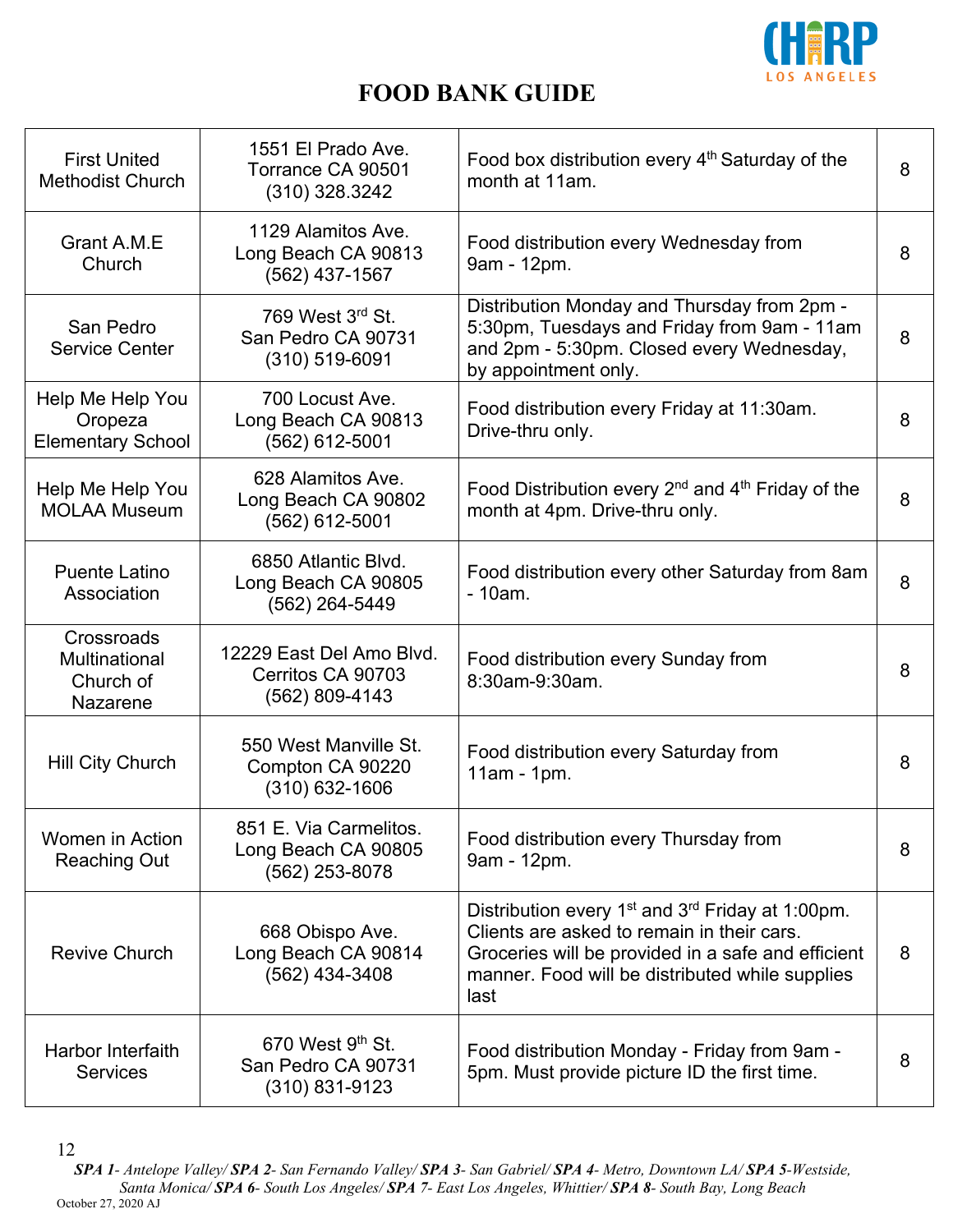# FOOD BANK GUIDE

| | | | |
|---|---|---|---|
| First United Methodist Church | 1551 El Prado Ave. Torrance CA 90501 (310) 328.3242 | Food box distribution every 4th Saturday of the month at 11am. | 8 |
| Grant A.M.E Church | 1129 Alamitos Ave. Long Beach CA 90813 (562) 437-1567 | Food distribution every Wednesday from 9am - 12pm. | 8 |
| San Pedro Service Center | 769 West 3rd St. San Pedro CA 90731 (310) 519-6091 | Distribution Monday and Thursday from 2pm - 5:30pm, Tuesdays and Friday from 9am - 11am and 2pm - 5:30pm. Closed every Wednesday, by appointment only. | 8 |
| Help Me Help You Oropeza Elementary School | 700 Locust Ave. Long Beach CA 90813 (562) 612-5001 | Food distribution every Friday at 11:30am. Drive-thru only. | 8 |
| Help Me Help You MOLAA Museum | 628 Alamitos Ave. Long Beach CA 90802 (562) 612-5001 | Food Distribution every 2nd and 4th Friday of the month at 4pm. Drive-thru only. | 8 |
| Puente Latino Association | 6850 Atlantic Blvd. Long Beach CA 90805 (562) 264-5449 | Food distribution every other Saturday from 8am - 10am. | 8 |
| Crossroads Multinational Church of Nazarene | 12229 East Del Amo Blvd. Cerritos CA 90703 (562) 809-4143 | Food distribution every Sunday from 8:30am-9:30am. | 8 |
| Hill City Church | 550 West Manville St. Compton CA 90220 (310) 632-1606 | Food distribution every Saturday from 11am - 1pm. | 8 |
| Women in Action Reaching Out | 851 E. Via Carmelitos. Long Beach CA 90805 (562) 253-8078 | Food distribution every Thursday from 9am - 12pm. | 8 |
| Revive Church | 668 Obispo Ave. Long Beach CA 90814 (562) 434-3408 | Distribution every 1st and 3rd Friday at 1:00pm. Clients are asked to remain in their cars. Groceries will be provided in a safe and efficient manner. Food will be distributed while supplies last | 8 |
| Harbor Interfaith Services | 670 West 9th St. San Pedro CA 90731 (310) 831-9123 | Food distribution Monday - Friday from 9am - 5pm. Must provide picture ID the first time. | 8 |

***SPA 1**- Antelope Valley/ **SPA 2**- San Fernando Valley/ **SPA 3**- San Gabriel/ **SPA 4**- Metro, Downtown LA/ **SPA 5**-Westside, Santa Monica/ **SPA 6**- South Los Angeles/ **SPA 7**- East Los Angeles, Whittier/ **SPA 8**- South Bay, Long Beach*

October 27, 2020 AJ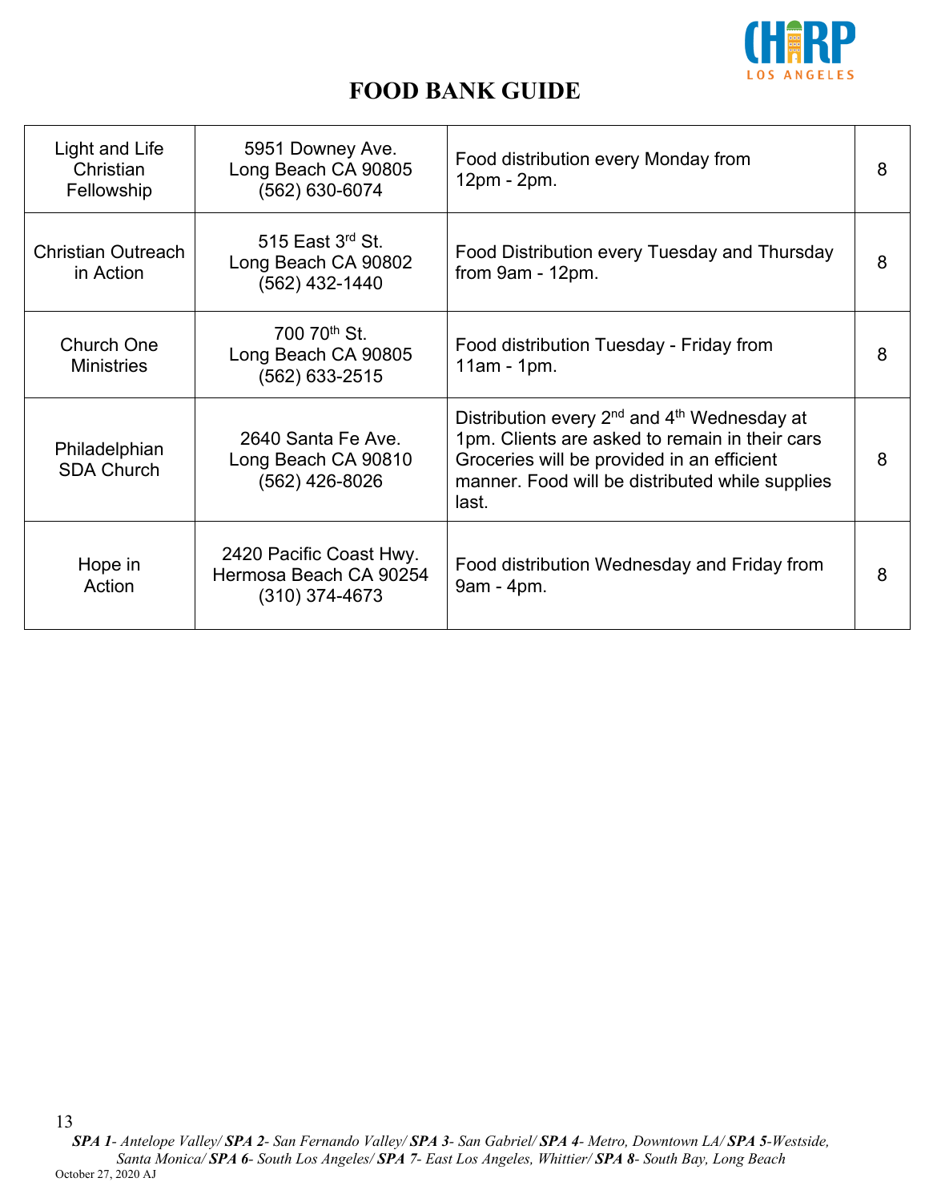# FOOD BANK GUIDE

| | | | |
|---|---|---|---|
| Light and Life Christian Fellowship | 5951 Downey Ave. Long Beach CA 90805 (562) 630-6074 | Food distribution every Monday from 12pm - 2pm. | 8 |
| Christian Outreach in Action | 515 East 3rd St. Long Beach CA 90802 (562) 432-1440 | Food Distribution every Tuesday and Thursday from 9am - 12pm. | 8 |
| Church One Ministries | 700 70th St. Long Beach CA 90805 (562) 633-2515 | Food distribution Tuesday - Friday from 11am - 1pm. | 8 |
| Philadelphian SDA Church | 2640 Santa Fe Ave. Long Beach CA 90810 (562) 426-8026 | Distribution every 2nd and 4th Wednesday at 1pm. Clients are asked to remain in their cars Groceries will be provided in an efficient manner. Food will be distributed while supplies last. | 8 |
| Hope in Action | 2420 Pacific Coast Hwy. Hermosa Beach CA 90254 (310) 374-4673 | Food distribution Wednesday and Friday from 9am - 4pm. | 8 |

***SPA 1**- Antelope Valley/ **SPA 2**- San Fernando Valley/ **SPA 3**- San Gabriel/ **SPA 4**- Metro, Downtown LA/ **SPA 5**-Westside, Santa Monica/ **SPA 6**- South Los Angeles/ **SPA 7**- East Los Angeles, Whittier/ **SPA 8**- South Bay, Long Beach*

October 27, 2020 AJ